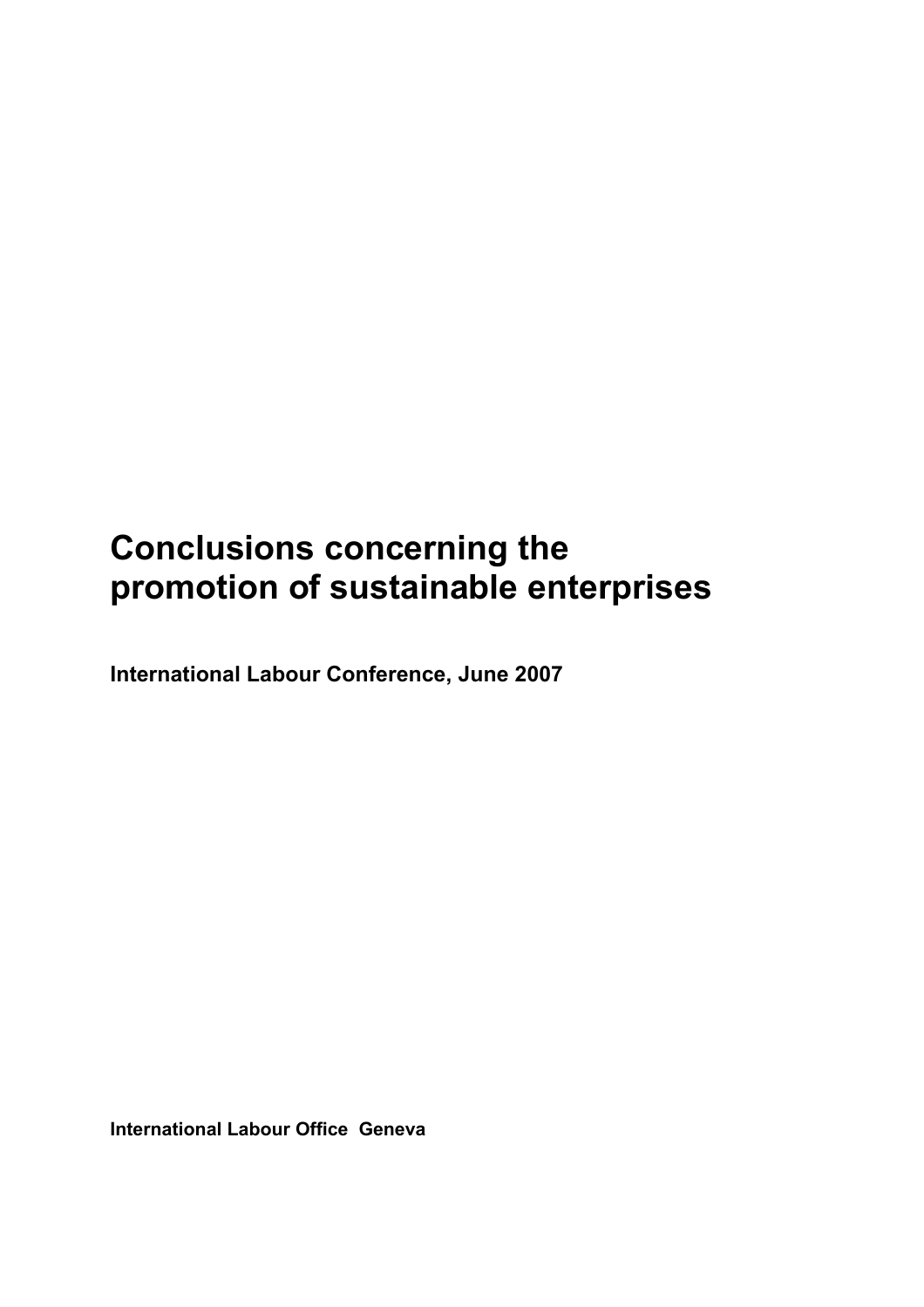# Conclusions concerning the promotion of sustainable enterprises

**International Labour Conference, June 2007**

**International Labour Office Geneva**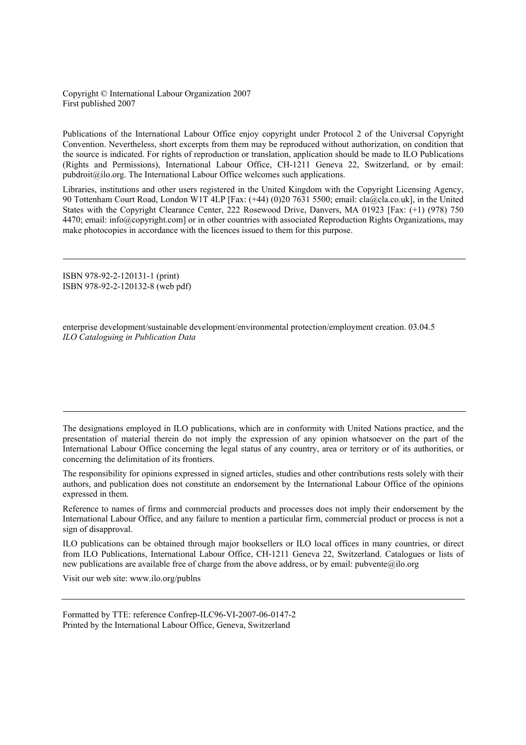Copyright © International Labour Organization 2007
First published 2007

Publications of the International Labour Office enjoy copyright under Protocol 2 of the Universal Copyright Convention. Nevertheless, short excerpts from them may be reproduced without authorization, on condition that the source is indicated. For rights of reproduction or translation, application should be made to ILO Publications (Rights and Permissions), International Labour Office, CH-1211 Geneva 22, Switzerland, or by email: pubdroit@ilo.org. The International Labour Office welcomes such applications.

Libraries, institutions and other users registered in the United Kingdom with the Copyright Licensing Agency, 90 Tottenham Court Road, London W1T 4LP [Fax: (+44) (0)20 7631 5500; email: cla@cla.co.uk], in the United States with the Copyright Clearance Center, 222 Rosewood Drive, Danvers, MA 01923 [Fax: (+1) (978) 750 4470; email: info@copyright.com] or in other countries with associated Reproduction Rights Organizations, may make photocopies in accordance with the licences issued to them for this purpose.

---

ISBN 978-92-2-120131-1 (print)
ISBN 978-92-2-120132-8 (web pdf)

enterprise development/sustainable development/environmental protection/employment creation. 03.04.5
*ILO Cataloguing in Publication Data*

---

The designations employed in ILO publications, which are in conformity with United Nations practice, and the presentation of material therein do not imply the expression of any opinion whatsoever on the part of the International Labour Office concerning the legal status of any country, area or territory or of its authorities, or concerning the delimitation of its frontiers.

The responsibility for opinions expressed in signed articles, studies and other contributions rests solely with their authors, and publication does not constitute an endorsement by the International Labour Office of the opinions expressed in them.

Reference to names of firms and commercial products and processes does not imply their endorsement by the International Labour Office, and any failure to mention a particular firm, commercial product or process is not a sign of disapproval.

ILO publications can be obtained through major booksellers or ILO local offices in many countries, or direct from ILO Publications, International Labour Office, CH-1211 Geneva 22, Switzerland. Catalogues or lists of new publications are available free of charge from the above address, or by email: pubvente@ilo.org

Visit our web site: www.ilo.org/publns

---

Formatted by TTE: reference Confrep-ILC96-VI-2007-06-0147-2
Printed by the International Labour Office, Geneva, Switzerland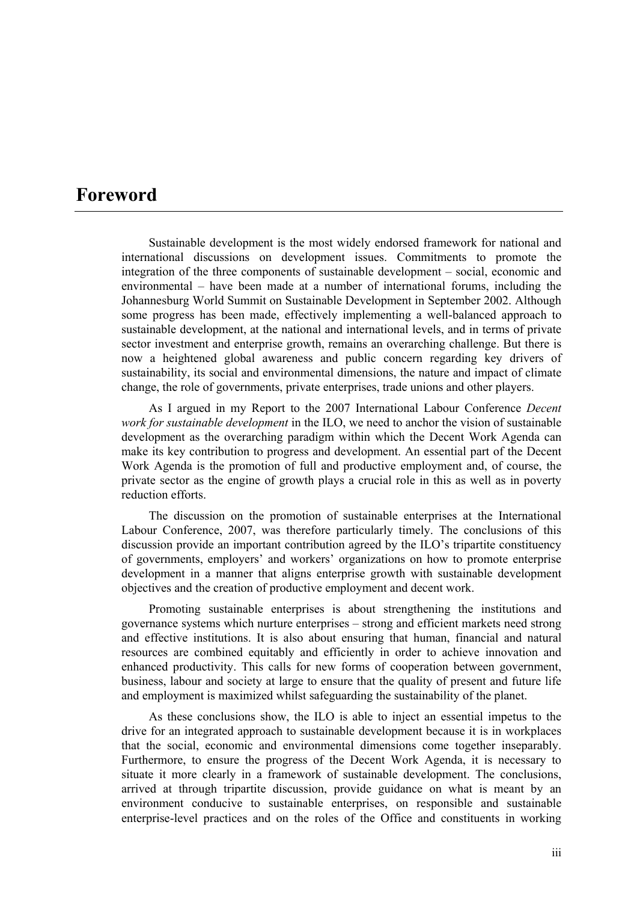# Foreword

Sustainable development is the most widely endorsed framework for national and international discussions on development issues. Commitments to promote the integration of the three components of sustainable development – social, economic and environmental – have been made at a number of international forums, including the Johannesburg World Summit on Sustainable Development in September 2002. Although some progress has been made, effectively implementing a well-balanced approach to sustainable development, at the national and international levels, and in terms of private sector investment and enterprise growth, remains an overarching challenge. But there is now a heightened global awareness and public concern regarding key drivers of sustainability, its social and environmental dimensions, the nature and impact of climate change, the role of governments, private enterprises, trade unions and other players.

As I argued in my Report to the 2007 International Labour Conference *Decent work for sustainable development* in the ILO, we need to anchor the vision of sustainable development as the overarching paradigm within which the Decent Work Agenda can make its key contribution to progress and development. An essential part of the Decent Work Agenda is the promotion of full and productive employment and, of course, the private sector as the engine of growth plays a crucial role in this as well as in poverty reduction efforts.

The discussion on the promotion of sustainable enterprises at the International Labour Conference, 2007, was therefore particularly timely. The conclusions of this discussion provide an important contribution agreed by the ILO's tripartite constituency of governments, employers' and workers' organizations on how to promote enterprise development in a manner that aligns enterprise growth with sustainable development objectives and the creation of productive employment and decent work.

Promoting sustainable enterprises is about strengthening the institutions and governance systems which nurture enterprises – strong and efficient markets need strong and effective institutions. It is also about ensuring that human, financial and natural resources are combined equitably and efficiently in order to achieve innovation and enhanced productivity. This calls for new forms of cooperation between government, business, labour and society at large to ensure that the quality of present and future life and employment is maximized whilst safeguarding the sustainability of the planet.

As these conclusions show, the ILO is able to inject an essential impetus to the drive for an integrated approach to sustainable development because it is in workplaces that the social, economic and environmental dimensions come together inseparably. Furthermore, to ensure the progress of the Decent Work Agenda, it is necessary to situate it more clearly in a framework of sustainable development. The conclusions, arrived at through tripartite discussion, provide guidance on what is meant by an environment conducive to sustainable enterprises, on responsible and sustainable enterprise-level practices and on the roles of the Office and constituents in working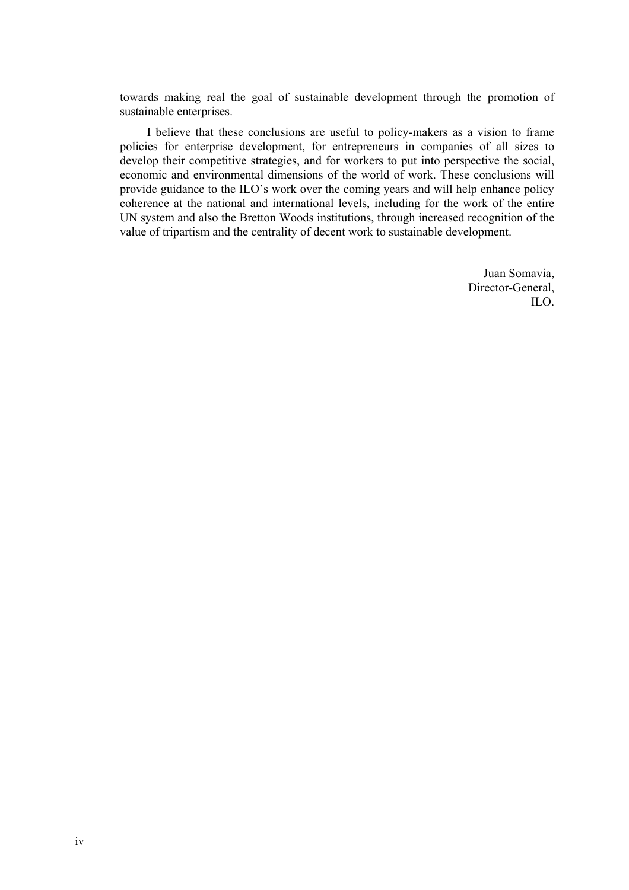towards making real the goal of sustainable development through the promotion of sustainable enterprises.

I believe that these conclusions are useful to policy-makers as a vision to frame policies for enterprise development, for entrepreneurs in companies of all sizes to develop their competitive strategies, and for workers to put into perspective the social, economic and environmental dimensions of the world of work. These conclusions will provide guidance to the ILO's work over the coming years and will help enhance policy coherence at the national and international levels, including for the work of the entire UN system and also the Bretton Woods institutions, through increased recognition of the value of tripartism and the centrality of decent work to sustainable development.

Juan Somavia,  
Director-General,  
ILO.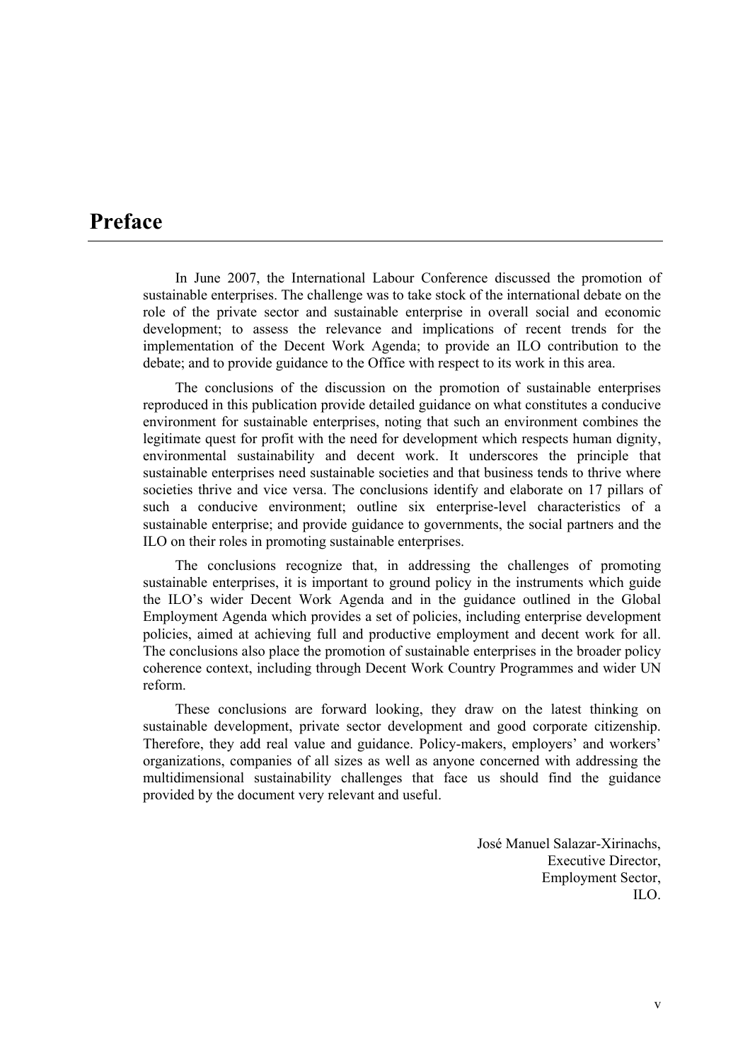# Preface

In June 2007, the International Labour Conference discussed the promotion of sustainable enterprises. The challenge was to take stock of the international debate on the role of the private sector and sustainable enterprise in overall social and economic development; to assess the relevance and implications of recent trends for the implementation of the Decent Work Agenda; to provide an ILO contribution to the debate; and to provide guidance to the Office with respect to its work in this area.

The conclusions of the discussion on the promotion of sustainable enterprises reproduced in this publication provide detailed guidance on what constitutes a conducive environment for sustainable enterprises, noting that such an environment combines the legitimate quest for profit with the need for development which respects human dignity, environmental sustainability and decent work. It underscores the principle that sustainable enterprises need sustainable societies and that business tends to thrive where societies thrive and vice versa. The conclusions identify and elaborate on 17 pillars of such a conducive environment; outline six enterprise-level characteristics of a sustainable enterprise; and provide guidance to governments, the social partners and the ILO on their roles in promoting sustainable enterprises.

The conclusions recognize that, in addressing the challenges of promoting sustainable enterprises, it is important to ground policy in the instruments which guide the ILO's wider Decent Work Agenda and in the guidance outlined in the Global Employment Agenda which provides a set of policies, including enterprise development policies, aimed at achieving full and productive employment and decent work for all. The conclusions also place the promotion of sustainable enterprises in the broader policy coherence context, including through Decent Work Country Programmes and wider UN reform.

These conclusions are forward looking, they draw on the latest thinking on sustainable development, private sector development and good corporate citizenship. Therefore, they add real value and guidance. Policy-makers, employers' and workers' organizations, companies of all sizes as well as anyone concerned with addressing the multidimensional sustainability challenges that face us should find the guidance provided by the document very relevant and useful.

José Manuel Salazar-Xirinachs,
Executive Director,
Employment Sector,
ILO.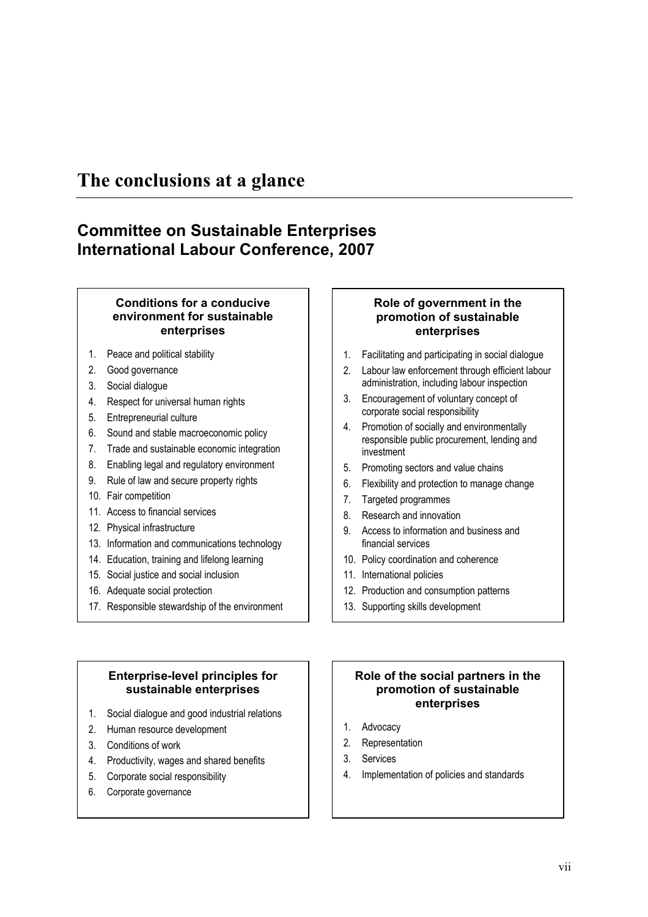# The conclusions at a glance

## Committee on Sustainable Enterprises International Labour Conference, 2007

### Conditions for a conducive environment for sustainable enterprises

1. Peace and political stability
2. Good governance
3. Social dialogue
4. Respect for universal human rights
5. Entrepreneurial culture
6. Sound and stable macroeconomic policy
7. Trade and sustainable economic integration
8. Enabling legal and regulatory environment
9. Rule of law and secure property rights
10. Fair competition
11. Access to financial services
12. Physical infrastructure
13. Information and communications technology
14. Education, training and lifelong learning
15. Social justice and social inclusion
16. Adequate social protection
17. Responsible stewardship of the environment

### Role of government in the promotion of sustainable enterprises

1. Facilitating and participating in social dialogue
2. Labour law enforcement through efficient labour administration, including labour inspection
3. Encouragement of voluntary concept of corporate social responsibility
4. Promotion of socially and environmentally responsible public procurement, lending and investment
5. Promoting sectors and value chains
6. Flexibility and protection to manage change
7. Targeted programmes
8. Research and innovation
9. Access to information and business and financial services
10. Policy coordination and coherence
11. International policies
12. Production and consumption patterns
13. Supporting skills development

### Enterprise-level principles for sustainable enterprises

1. Social dialogue and good industrial relations
2. Human resource development
3. Conditions of work
4. Productivity, wages and shared benefits
5. Corporate social responsibility
6. Corporate governance

### Role of the social partners in the promotion of sustainable enterprises

1. Advocacy
2. Representation
3. Services
4. Implementation of policies and standards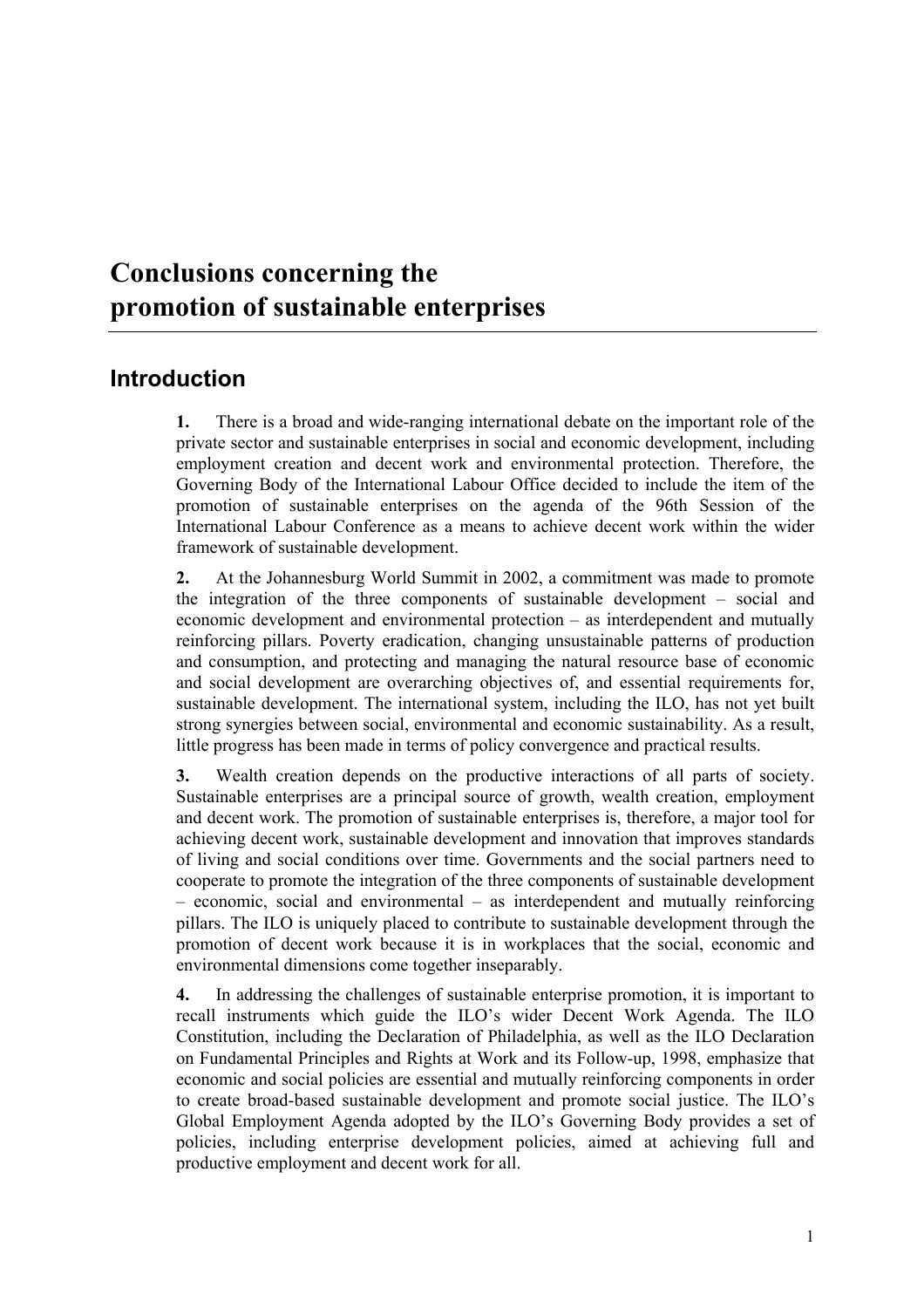# Conclusions concerning the promotion of sustainable enterprises

## Introduction

**1.** There is a broad and wide-ranging international debate on the important role of the private sector and sustainable enterprises in social and economic development, including employment creation and decent work and environmental protection. Therefore, the Governing Body of the International Labour Office decided to include the item of the promotion of sustainable enterprises on the agenda of the 96th Session of the International Labour Conference as a means to achieve decent work within the wider framework of sustainable development.

**2.** At the Johannesburg World Summit in 2002, a commitment was made to promote the integration of the three components of sustainable development – social and economic development and environmental protection – as interdependent and mutually reinforcing pillars. Poverty eradication, changing unsustainable patterns of production and consumption, and protecting and managing the natural resource base of economic and social development are overarching objectives of, and essential requirements for, sustainable development. The international system, including the ILO, has not yet built strong synergies between social, environmental and economic sustainability. As a result, little progress has been made in terms of policy convergence and practical results.

**3.** Wealth creation depends on the productive interactions of all parts of society. Sustainable enterprises are a principal source of growth, wealth creation, employment and decent work. The promotion of sustainable enterprises is, therefore, a major tool for achieving decent work, sustainable development and innovation that improves standards of living and social conditions over time. Governments and the social partners need to cooperate to promote the integration of the three components of sustainable development – economic, social and environmental – as interdependent and mutually reinforcing pillars. The ILO is uniquely placed to contribute to sustainable development through the promotion of decent work because it is in workplaces that the social, economic and environmental dimensions come together inseparably.

**4.** In addressing the challenges of sustainable enterprise promotion, it is important to recall instruments which guide the ILO's wider Decent Work Agenda. The ILO Constitution, including the Declaration of Philadelphia, as well as the ILO Declaration on Fundamental Principles and Rights at Work and its Follow-up, 1998, emphasize that economic and social policies are essential and mutually reinforcing components in order to create broad-based sustainable development and promote social justice. The ILO's Global Employment Agenda adopted by the ILO's Governing Body provides a set of policies, including enterprise development policies, aimed at achieving full and productive employment and decent work for all.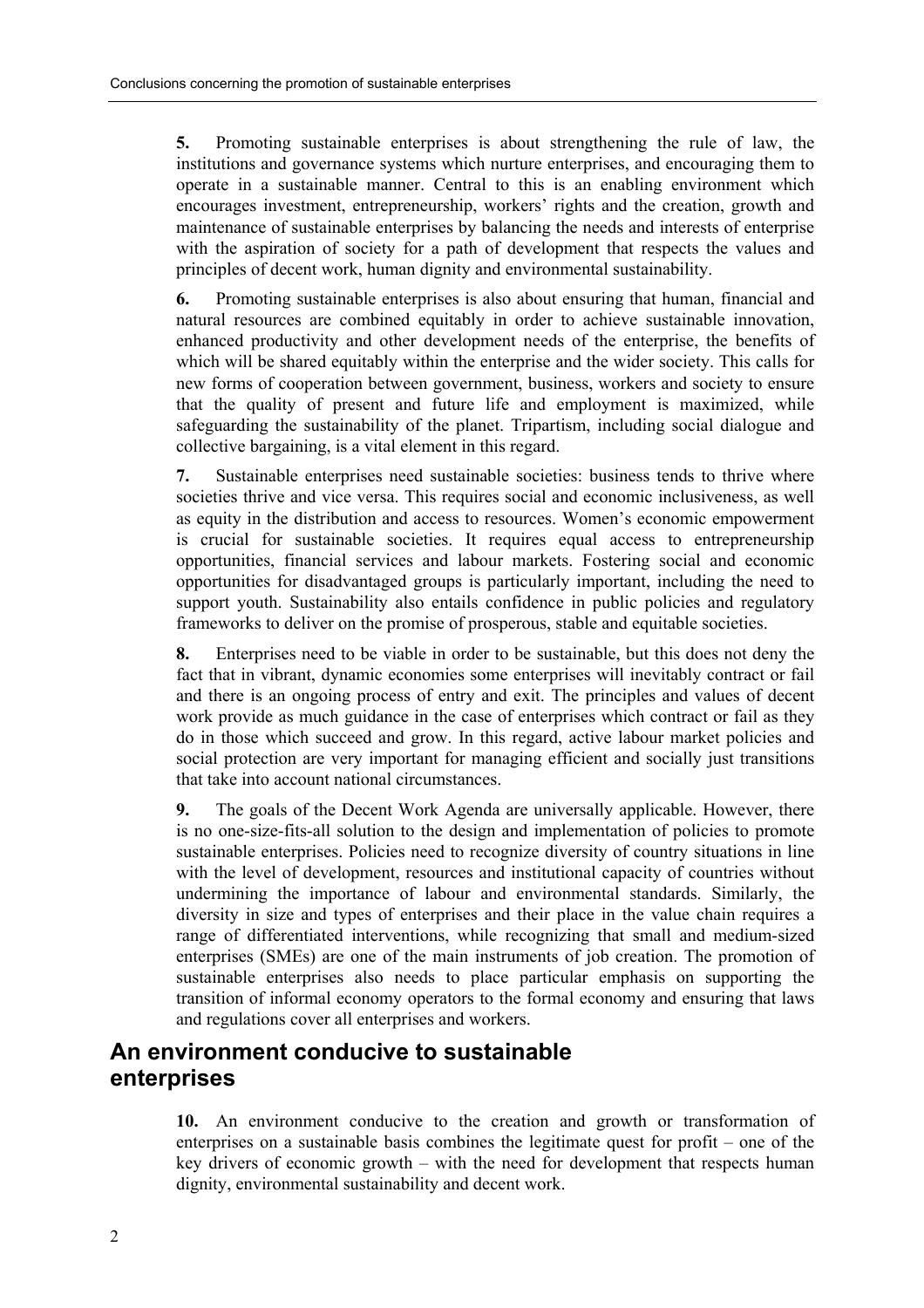**5.** Promoting sustainable enterprises is about strengthening the rule of law, the institutions and governance systems which nurture enterprises, and encouraging them to operate in a sustainable manner. Central to this is an enabling environment which encourages investment, entrepreneurship, workers' rights and the creation, growth and maintenance of sustainable enterprises by balancing the needs and interests of enterprise with the aspiration of society for a path of development that respects the values and principles of decent work, human dignity and environmental sustainability.

**6.** Promoting sustainable enterprises is also about ensuring that human, financial and natural resources are combined equitably in order to achieve sustainable innovation, enhanced productivity and other development needs of the enterprise, the benefits of which will be shared equitably within the enterprise and the wider society. This calls for new forms of cooperation between government, business, workers and society to ensure that the quality of present and future life and employment is maximized, while safeguarding the sustainability of the planet. Tripartism, including social dialogue and collective bargaining, is a vital element in this regard.

**7.** Sustainable enterprises need sustainable societies: business tends to thrive where societies thrive and vice versa. This requires social and economic inclusiveness, as well as equity in the distribution and access to resources. Women's economic empowerment is crucial for sustainable societies. It requires equal access to entrepreneurship opportunities, financial services and labour markets. Fostering social and economic opportunities for disadvantaged groups is particularly important, including the need to support youth. Sustainability also entails confidence in public policies and regulatory frameworks to deliver on the promise of prosperous, stable and equitable societies.

**8.** Enterprises need to be viable in order to be sustainable, but this does not deny the fact that in vibrant, dynamic economies some enterprises will inevitably contract or fail and there is an ongoing process of entry and exit. The principles and values of decent work provide as much guidance in the case of enterprises which contract or fail as they do in those which succeed and grow. In this regard, active labour market policies and social protection are very important for managing efficient and socially just transitions that take into account national circumstances.

**9.** The goals of the Decent Work Agenda are universally applicable. However, there is no one-size-fits-all solution to the design and implementation of policies to promote sustainable enterprises. Policies need to recognize diversity of country situations in line with the level of development, resources and institutional capacity of countries without undermining the importance of labour and environmental standards. Similarly, the diversity in size and types of enterprises and their place in the value chain requires a range of differentiated interventions, while recognizing that small and medium-sized enterprises (SMEs) are one of the main instruments of job creation. The promotion of sustainable enterprises also needs to place particular emphasis on supporting the transition of informal economy operators to the formal economy and ensuring that laws and regulations cover all enterprises and workers.

## An environment conducive to sustainable enterprises

**10.** An environment conducive to the creation and growth or transformation of enterprises on a sustainable basis combines the legitimate quest for profit – one of the key drivers of economic growth – with the need for development that respects human dignity, environmental sustainability and decent work.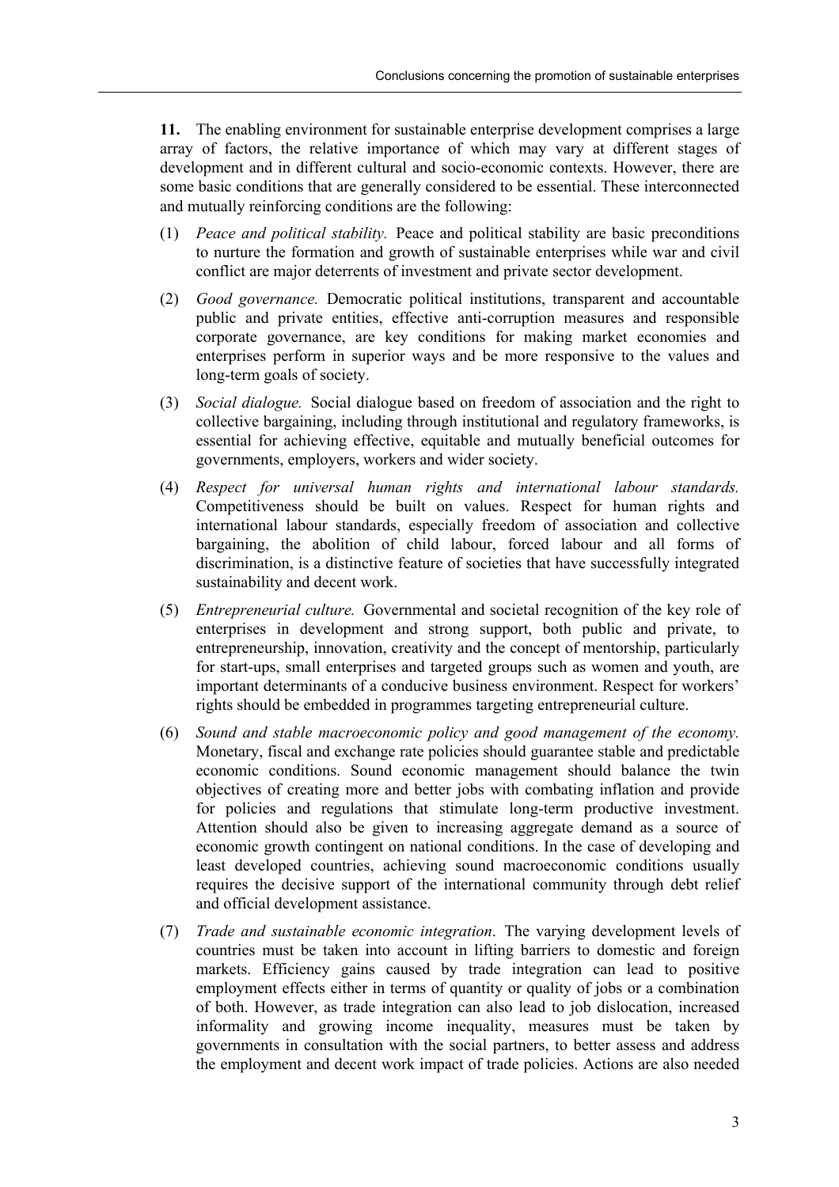**11.** The enabling environment for sustainable enterprise development comprises a large array of factors, the relative importance of which may vary at different stages of development and in different cultural and socio-economic contexts. However, there are some basic conditions that are generally considered to be essential. These interconnected and mutually reinforcing conditions are the following:

(1) *Peace and political stability.* Peace and political stability are basic preconditions to nurture the formation and growth of sustainable enterprises while war and civil conflict are major deterrents of investment and private sector development.

(2) *Good governance.* Democratic political institutions, transparent and accountable public and private entities, effective anti-corruption measures and responsible corporate governance, are key conditions for making market economies and enterprises perform in superior ways and be more responsive to the values and long-term goals of society.

(3) *Social dialogue.* Social dialogue based on freedom of association and the right to collective bargaining, including through institutional and regulatory frameworks, is essential for achieving effective, equitable and mutually beneficial outcomes for governments, employers, workers and wider society.

(4) *Respect for universal human rights and international labour standards.* Competitiveness should be built on values. Respect for human rights and international labour standards, especially freedom of association and collective bargaining, the abolition of child labour, forced labour and all forms of discrimination, is a distinctive feature of societies that have successfully integrated sustainability and decent work.

(5) *Entrepreneurial culture.* Governmental and societal recognition of the key role of enterprises in development and strong support, both public and private, to entrepreneurship, innovation, creativity and the concept of mentorship, particularly for start-ups, small enterprises and targeted groups such as women and youth, are important determinants of a conducive business environment. Respect for workers' rights should be embedded in programmes targeting entrepreneurial culture.

(6) *Sound and stable macroeconomic policy and good management of the economy.* Monetary, fiscal and exchange rate policies should guarantee stable and predictable economic conditions. Sound economic management should balance the twin objectives of creating more and better jobs with combating inflation and provide for policies and regulations that stimulate long-term productive investment. Attention should also be given to increasing aggregate demand as a source of economic growth contingent on national conditions. In the case of developing and least developed countries, achieving sound macroeconomic conditions usually requires the decisive support of the international community through debt relief and official development assistance.

(7) *Trade and sustainable economic integration*. The varying development levels of countries must be taken into account in lifting barriers to domestic and foreign markets. Efficiency gains caused by trade integration can lead to positive employment effects either in terms of quantity or quality of jobs or a combination of both. However, as trade integration can also lead to job dislocation, increased informality and growing income inequality, measures must be taken by governments in consultation with the social partners, to better assess and address the employment and decent work impact of trade policies. Actions are also needed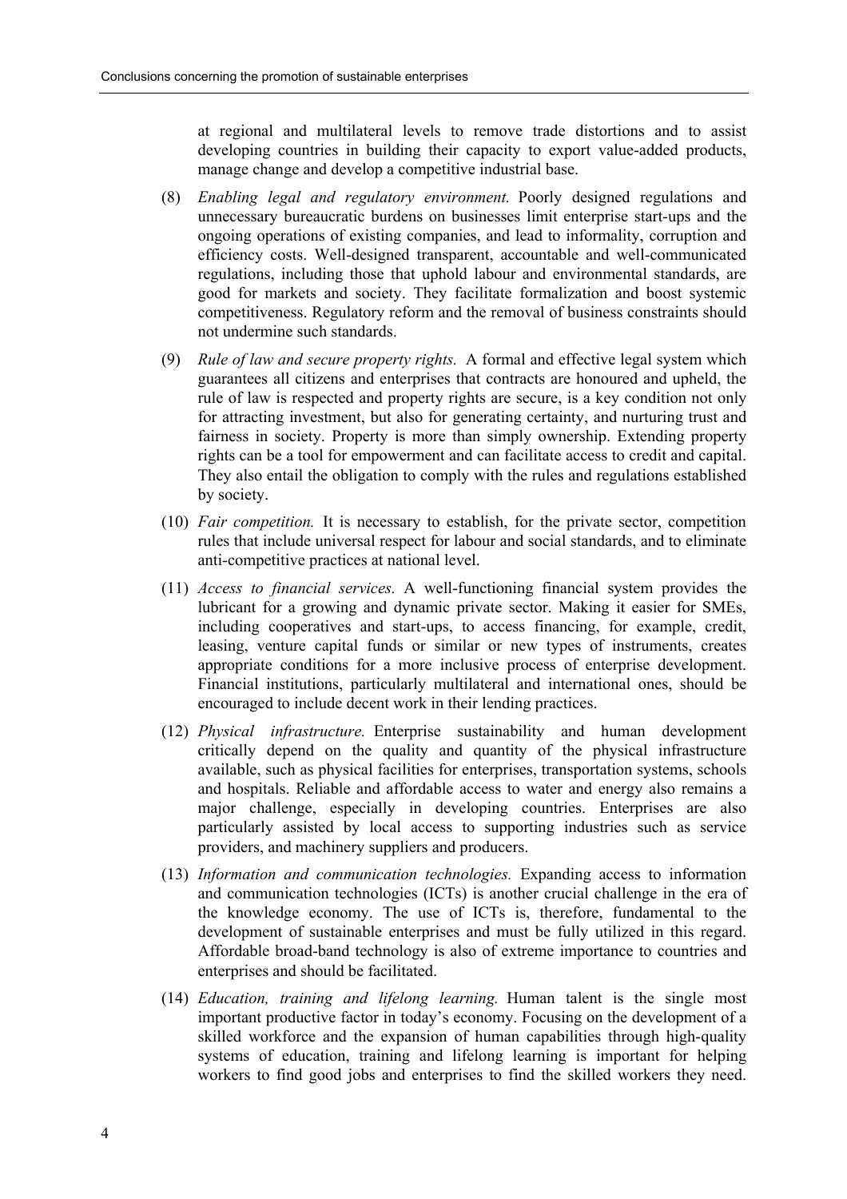at regional and multilateral levels to remove trade distortions and to assist developing countries in building their capacity to export value-added products, manage change and develop a competitive industrial base.

(8) *Enabling legal and regulatory environment.* Poorly designed regulations and unnecessary bureaucratic burdens on businesses limit enterprise start-ups and the ongoing operations of existing companies, and lead to informality, corruption and efficiency costs. Well-designed transparent, accountable and well-communicated regulations, including those that uphold labour and environmental standards, are good for markets and society. They facilitate formalization and boost systemic competitiveness. Regulatory reform and the removal of business constraints should not undermine such standards.

(9) *Rule of law and secure property rights.* A formal and effective legal system which guarantees all citizens and enterprises that contracts are honoured and upheld, the rule of law is respected and property rights are secure, is a key condition not only for attracting investment, but also for generating certainty, and nurturing trust and fairness in society. Property is more than simply ownership. Extending property rights can be a tool for empowerment and can facilitate access to credit and capital. They also entail the obligation to comply with the rules and regulations established by society.

(10) *Fair competition.* It is necessary to establish, for the private sector, competition rules that include universal respect for labour and social standards, and to eliminate anti-competitive practices at national level.

(11) *Access to financial services.* A well-functioning financial system provides the lubricant for a growing and dynamic private sector. Making it easier for SMEs, including cooperatives and start-ups, to access financing, for example, credit, leasing, venture capital funds or similar or new types of instruments, creates appropriate conditions for a more inclusive process of enterprise development. Financial institutions, particularly multilateral and international ones, should be encouraged to include decent work in their lending practices.

(12) *Physical infrastructure.* Enterprise sustainability and human development critically depend on the quality and quantity of the physical infrastructure available, such as physical facilities for enterprises, transportation systems, schools and hospitals. Reliable and affordable access to water and energy also remains a major challenge, especially in developing countries. Enterprises are also particularly assisted by local access to supporting industries such as service providers, and machinery suppliers and producers.

(13) *Information and communication technologies.* Expanding access to information and communication technologies (ICTs) is another crucial challenge in the era of the knowledge economy. The use of ICTs is, therefore, fundamental to the development of sustainable enterprises and must be fully utilized in this regard. Affordable broad-band technology is also of extreme importance to countries and enterprises and should be facilitated.

(14) *Education, training and lifelong learning.* Human talent is the single most important productive factor in today's economy. Focusing on the development of a skilled workforce and the expansion of human capabilities through high-quality systems of education, training and lifelong learning is important for helping workers to find good jobs and enterprises to find the skilled workers they need.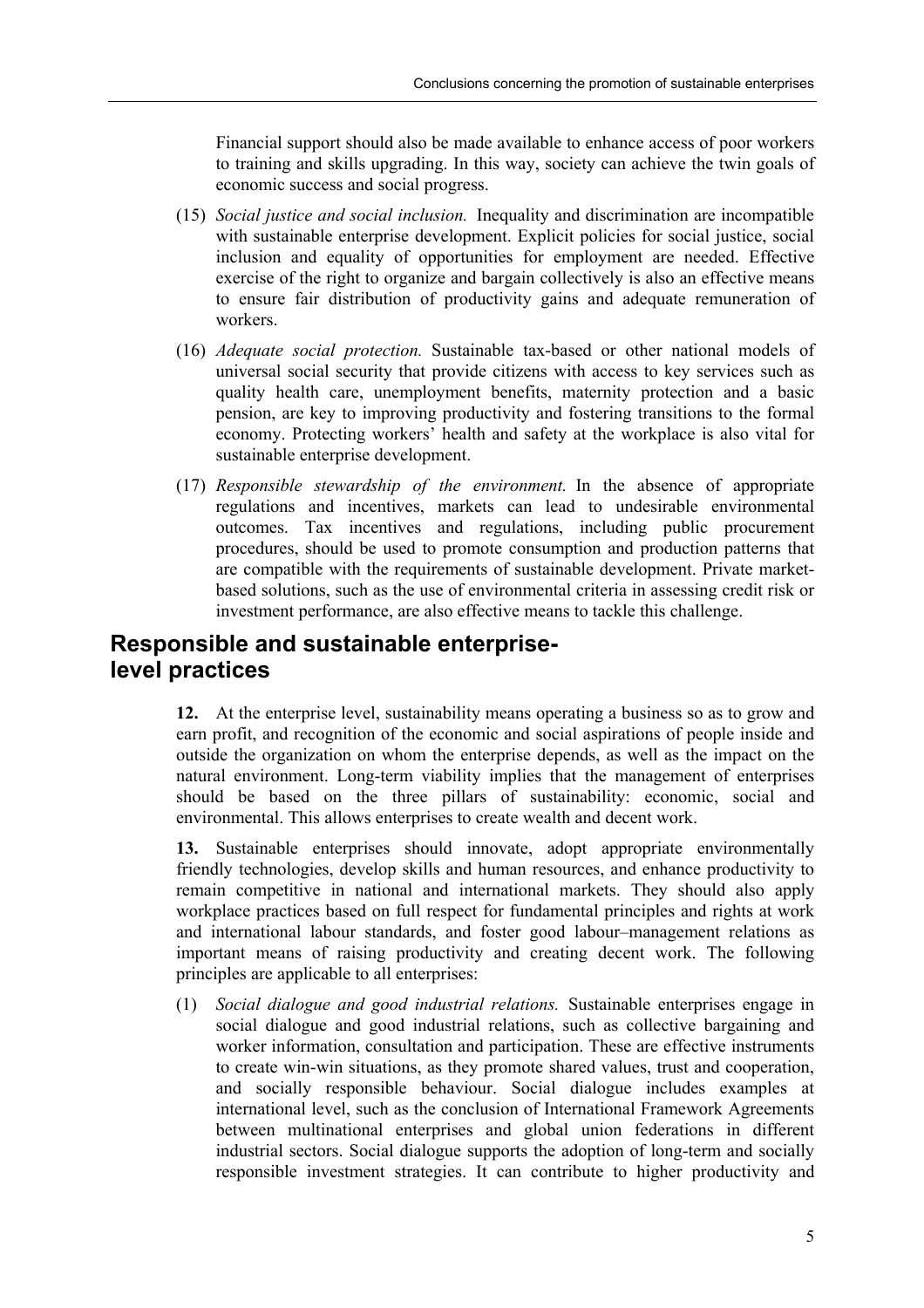Financial support should also be made available to enhance access of poor workers to training and skills upgrading. In this way, society can achieve the twin goals of economic success and social progress.

(15) *Social justice and social inclusion.* Inequality and discrimination are incompatible with sustainable enterprise development. Explicit policies for social justice, social inclusion and equality of opportunities for employment are needed. Effective exercise of the right to organize and bargain collectively is also an effective means to ensure fair distribution of productivity gains and adequate remuneration of workers.

(16) *Adequate social protection.* Sustainable tax-based or other national models of universal social security that provide citizens with access to key services such as quality health care, unemployment benefits, maternity protection and a basic pension, are key to improving productivity and fostering transitions to the formal economy. Protecting workers' health and safety at the workplace is also vital for sustainable enterprise development.

(17) *Responsible stewardship of the environment.* In the absence of appropriate regulations and incentives, markets can lead to undesirable environmental outcomes. Tax incentives and regulations, including public procurement procedures, should be used to promote consumption and production patterns that are compatible with the requirements of sustainable development. Private market-based solutions, such as the use of environmental criteria in assessing credit risk or investment performance, are also effective means to tackle this challenge.

## Responsible and sustainable enterprise-level practices

**12.** At the enterprise level, sustainability means operating a business so as to grow and earn profit, and recognition of the economic and social aspirations of people inside and outside the organization on whom the enterprise depends, as well as the impact on the natural environment. Long-term viability implies that the management of enterprises should be based on the three pillars of sustainability: economic, social and environmental. This allows enterprises to create wealth and decent work.

**13.** Sustainable enterprises should innovate, adopt appropriate environmentally friendly technologies, develop skills and human resources, and enhance productivity to remain competitive in national and international markets. They should also apply workplace practices based on full respect for fundamental principles and rights at work and international labour standards, and foster good labour–management relations as important means of raising productivity and creating decent work. The following principles are applicable to all enterprises:

(1) *Social dialogue and good industrial relations.* Sustainable enterprises engage in social dialogue and good industrial relations, such as collective bargaining and worker information, consultation and participation. These are effective instruments to create win-win situations, as they promote shared values, trust and cooperation, and socially responsible behaviour. Social dialogue includes examples at international level, such as the conclusion of International Framework Agreements between multinational enterprises and global union federations in different industrial sectors. Social dialogue supports the adoption of long-term and socially responsible investment strategies. It can contribute to higher productivity and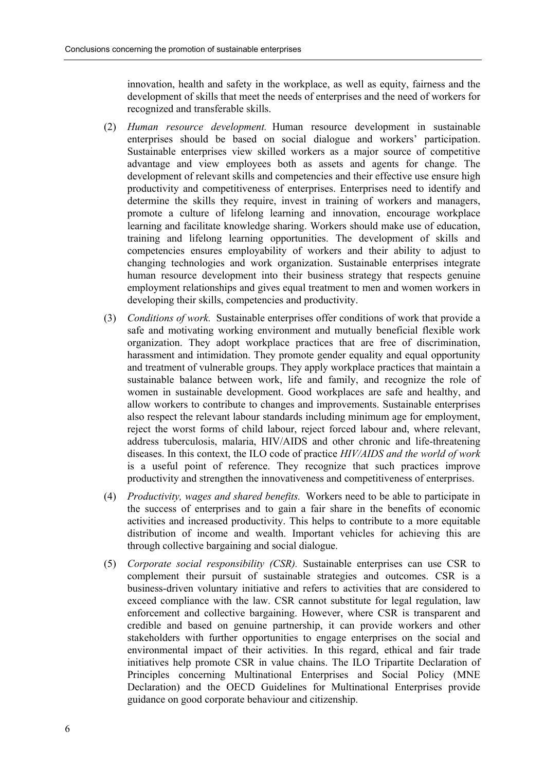innovation, health and safety in the workplace, as well as equity, fairness and the development of skills that meet the needs of enterprises and the need of workers for recognized and transferable skills.

(2) *Human resource development.* Human resource development in sustainable enterprises should be based on social dialogue and workers' participation. Sustainable enterprises view skilled workers as a major source of competitive advantage and view employees both as assets and agents for change. The development of relevant skills and competencies and their effective use ensure high productivity and competitiveness of enterprises. Enterprises need to identify and determine the skills they require, invest in training of workers and managers, promote a culture of lifelong learning and innovation, encourage workplace learning and facilitate knowledge sharing. Workers should make use of education, training and lifelong learning opportunities. The development of skills and competencies ensures employability of workers and their ability to adjust to changing technologies and work organization. Sustainable enterprises integrate human resource development into their business strategy that respects genuine employment relationships and gives equal treatment to men and women workers in developing their skills, competencies and productivity.

(3) *Conditions of work.* Sustainable enterprises offer conditions of work that provide a safe and motivating working environment and mutually beneficial flexible work organization. They adopt workplace practices that are free of discrimination, harassment and intimidation. They promote gender equality and equal opportunity and treatment of vulnerable groups. They apply workplace practices that maintain a sustainable balance between work, life and family, and recognize the role of women in sustainable development. Good workplaces are safe and healthy, and allow workers to contribute to changes and improvements. Sustainable enterprises also respect the relevant labour standards including minimum age for employment, reject the worst forms of child labour, reject forced labour and, where relevant, address tuberculosis, malaria, HIV/AIDS and other chronic and life-threatening diseases. In this context, the ILO code of practice *HIV/AIDS and the world of work* is a useful point of reference. They recognize that such practices improve productivity and strengthen the innovativeness and competitiveness of enterprises.

(4) *Productivity, wages and shared benefits.* Workers need to be able to participate in the success of enterprises and to gain a fair share in the benefits of economic activities and increased productivity. This helps to contribute to a more equitable distribution of income and wealth. Important vehicles for achieving this are through collective bargaining and social dialogue.

(5) *Corporate social responsibility (CSR).* Sustainable enterprises can use CSR to complement their pursuit of sustainable strategies and outcomes. CSR is a business-driven voluntary initiative and refers to activities that are considered to exceed compliance with the law. CSR cannot substitute for legal regulation, law enforcement and collective bargaining. However, where CSR is transparent and credible and based on genuine partnership, it can provide workers and other stakeholders with further opportunities to engage enterprises on the social and environmental impact of their activities. In this regard, ethical and fair trade initiatives help promote CSR in value chains. The ILO Tripartite Declaration of Principles concerning Multinational Enterprises and Social Policy (MNE Declaration) and the OECD Guidelines for Multinational Enterprises provide guidance on good corporate behaviour and citizenship.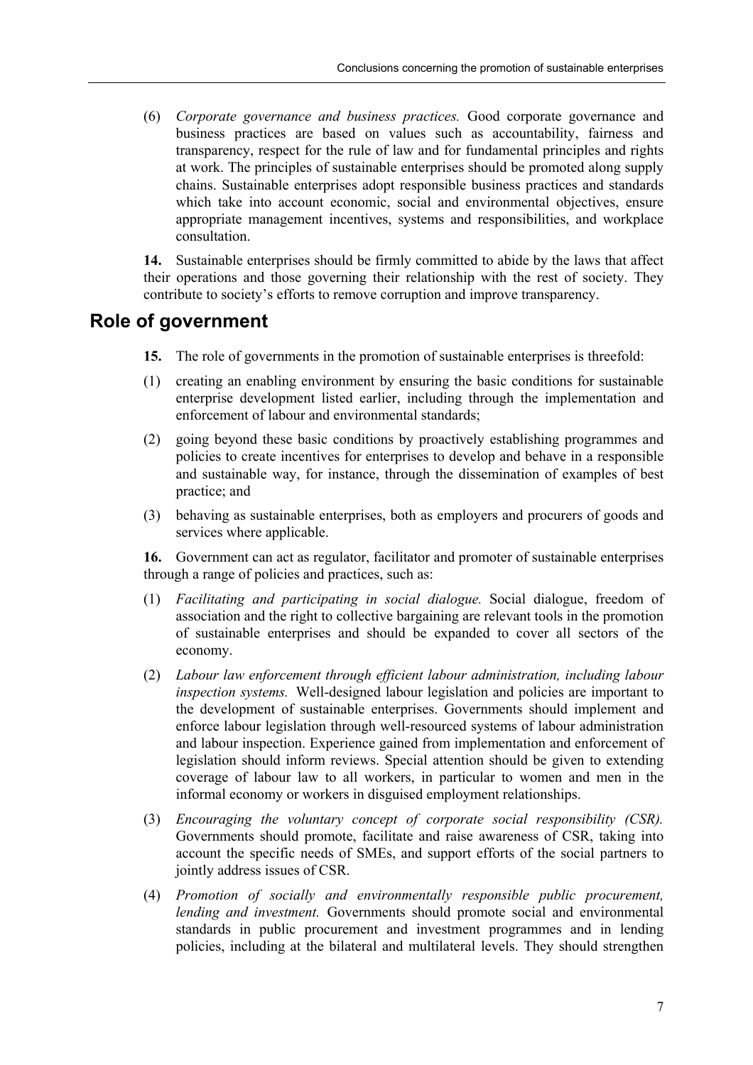(6) *Corporate governance and business practices.* Good corporate governance and business practices are based on values such as accountability, fairness and transparency, respect for the rule of law and for fundamental principles and rights at work. The principles of sustainable enterprises should be promoted along supply chains. Sustainable enterprises adopt responsible business practices and standards which take into account economic, social and environmental objectives, ensure appropriate management incentives, systems and responsibilities, and workplace consultation.

**14.** Sustainable enterprises should be firmly committed to abide by the laws that affect their operations and those governing their relationship with the rest of society. They contribute to society's efforts to remove corruption and improve transparency.

## Role of government

**15.** The role of governments in the promotion of sustainable enterprises is threefold:

(1) creating an enabling environment by ensuring the basic conditions for sustainable enterprise development listed earlier, including through the implementation and enforcement of labour and environmental standards;

(2) going beyond these basic conditions by proactively establishing programmes and policies to create incentives for enterprises to develop and behave in a responsible and sustainable way, for instance, through the dissemination of examples of best practice; and

(3) behaving as sustainable enterprises, both as employers and procurers of goods and services where applicable.

**16.** Government can act as regulator, facilitator and promoter of sustainable enterprises through a range of policies and practices, such as:

(1) *Facilitating and participating in social dialogue.* Social dialogue, freedom of association and the right to collective bargaining are relevant tools in the promotion of sustainable enterprises and should be expanded to cover all sectors of the economy.

(2) *Labour law enforcement through efficient labour administration, including labour inspection systems.* Well-designed labour legislation and policies are important to the development of sustainable enterprises. Governments should implement and enforce labour legislation through well-resourced systems of labour administration and labour inspection. Experience gained from implementation and enforcement of legislation should inform reviews. Special attention should be given to extending coverage of labour law to all workers, in particular to women and men in the informal economy or workers in disguised employment relationships.

(3) *Encouraging the voluntary concept of corporate social responsibility (CSR).* Governments should promote, facilitate and raise awareness of CSR, taking into account the specific needs of SMEs, and support efforts of the social partners to jointly address issues of CSR.

(4) *Promotion of socially and environmentally responsible public procurement, lending and investment.* Governments should promote social and environmental standards in public procurement and investment programmes and in lending policies, including at the bilateral and multilateral levels. They should strengthen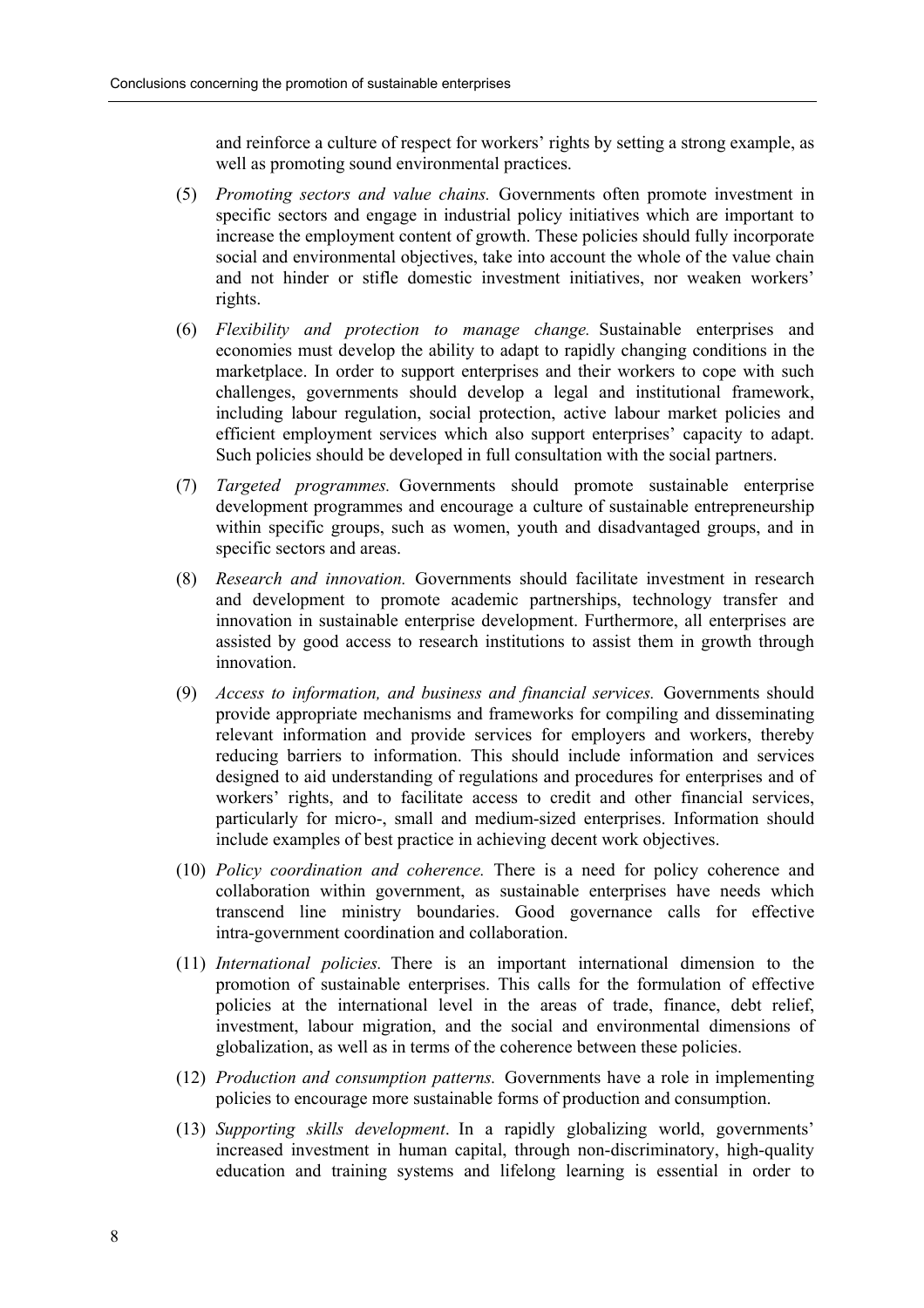and reinforce a culture of respect for workers' rights by setting a strong example, as well as promoting sound environmental practices.

(5) *Promoting sectors and value chains.* Governments often promote investment in specific sectors and engage in industrial policy initiatives which are important to increase the employment content of growth. These policies should fully incorporate social and environmental objectives, take into account the whole of the value chain and not hinder or stifle domestic investment initiatives, nor weaken workers' rights.

(6) *Flexibility and protection to manage change.* Sustainable enterprises and economies must develop the ability to adapt to rapidly changing conditions in the marketplace. In order to support enterprises and their workers to cope with such challenges, governments should develop a legal and institutional framework, including labour regulation, social protection, active labour market policies and efficient employment services which also support enterprises' capacity to adapt. Such policies should be developed in full consultation with the social partners.

(7) *Targeted programmes.* Governments should promote sustainable enterprise development programmes and encourage a culture of sustainable entrepreneurship within specific groups, such as women, youth and disadvantaged groups, and in specific sectors and areas.

(8) *Research and innovation.* Governments should facilitate investment in research and development to promote academic partnerships, technology transfer and innovation in sustainable enterprise development. Furthermore, all enterprises are assisted by good access to research institutions to assist them in growth through innovation.

(9) *Access to information, and business and financial services.* Governments should provide appropriate mechanisms and frameworks for compiling and disseminating relevant information and provide services for employers and workers, thereby reducing barriers to information. This should include information and services designed to aid understanding of regulations and procedures for enterprises and of workers' rights, and to facilitate access to credit and other financial services, particularly for micro-, small and medium-sized enterprises. Information should include examples of best practice in achieving decent work objectives.

(10) *Policy coordination and coherence.* There is a need for policy coherence and collaboration within government, as sustainable enterprises have needs which transcend line ministry boundaries. Good governance calls for effective intra-government coordination and collaboration.

(11) *International policies.* There is an important international dimension to the promotion of sustainable enterprises. This calls for the formulation of effective policies at the international level in the areas of trade, finance, debt relief, investment, labour migration, and the social and environmental dimensions of globalization, as well as in terms of the coherence between these policies.

(12) *Production and consumption patterns.* Governments have a role in implementing policies to encourage more sustainable forms of production and consumption.

(13) *Supporting skills development*. In a rapidly globalizing world, governments' increased investment in human capital, through non-discriminatory, high-quality education and training systems and lifelong learning is essential in order to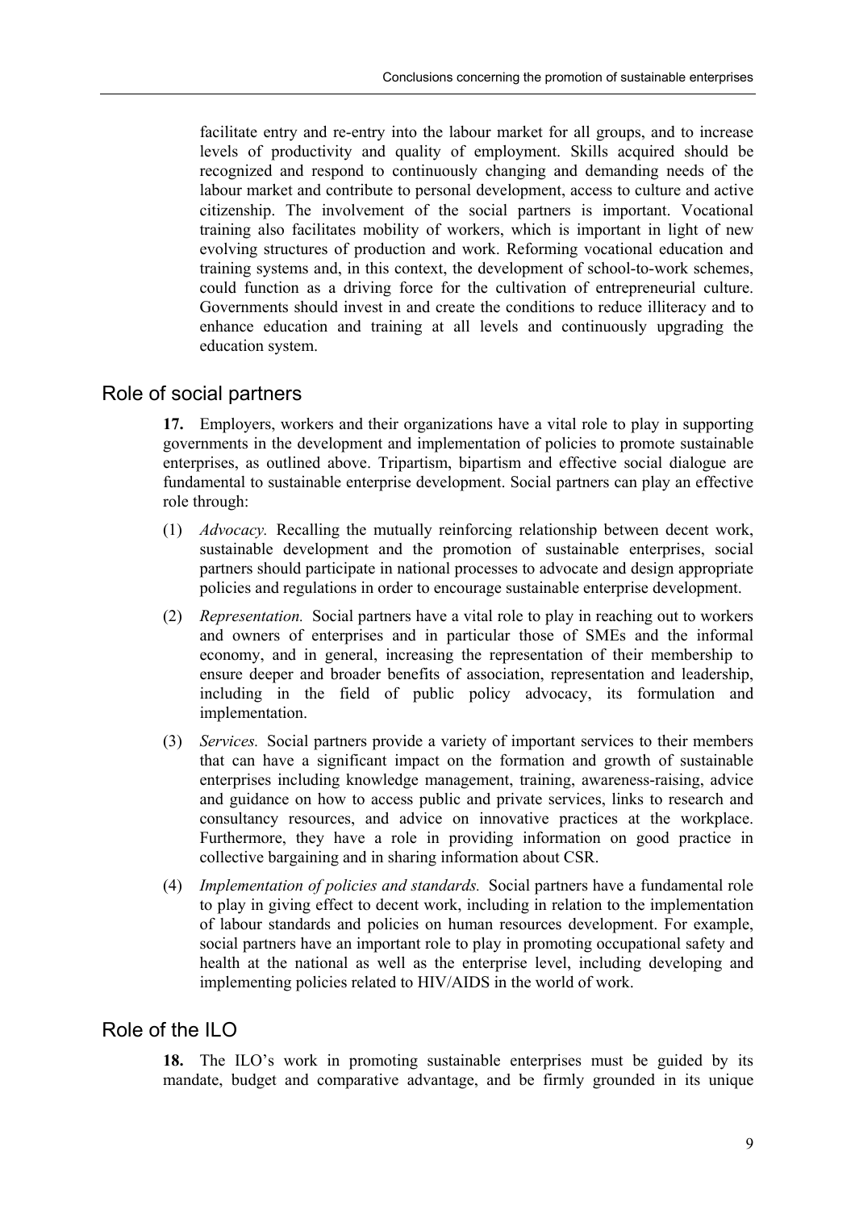facilitate entry and re-entry into the labour market for all groups, and to increase levels of productivity and quality of employment. Skills acquired should be recognized and respond to continuously changing and demanding needs of the labour market and contribute to personal development, access to culture and active citizenship. The involvement of the social partners is important. Vocational training also facilitates mobility of workers, which is important in light of new evolving structures of production and work. Reforming vocational education and training systems and, in this context, the development of school-to-work schemes, could function as a driving force for the cultivation of entrepreneurial culture. Governments should invest in and create the conditions to reduce illiteracy and to enhance education and training at all levels and continuously upgrading the education system.

## Role of social partners

**17.** Employers, workers and their organizations have a vital role to play in supporting governments in the development and implementation of policies to promote sustainable enterprises, as outlined above. Tripartism, bipartism and effective social dialogue are fundamental to sustainable enterprise development. Social partners can play an effective role through:

(1) *Advocacy.* Recalling the mutually reinforcing relationship between decent work, sustainable development and the promotion of sustainable enterprises, social partners should participate in national processes to advocate and design appropriate policies and regulations in order to encourage sustainable enterprise development.

(2) *Representation.* Social partners have a vital role to play in reaching out to workers and owners of enterprises and in particular those of SMEs and the informal economy, and in general, increasing the representation of their membership to ensure deeper and broader benefits of association, representation and leadership, including in the field of public policy advocacy, its formulation and implementation.

(3) *Services.* Social partners provide a variety of important services to their members that can have a significant impact on the formation and growth of sustainable enterprises including knowledge management, training, awareness-raising, advice and guidance on how to access public and private services, links to research and consultancy resources, and advice on innovative practices at the workplace. Furthermore, they have a role in providing information on good practice in collective bargaining and in sharing information about CSR.

(4) *Implementation of policies and standards.* Social partners have a fundamental role to play in giving effect to decent work, including in relation to the implementation of labour standards and policies on human resources development. For example, social partners have an important role to play in promoting occupational safety and health at the national as well as the enterprise level, including developing and implementing policies related to HIV/AIDS in the world of work.

## Role of the ILO

**18.** The ILO's work in promoting sustainable enterprises must be guided by its mandate, budget and comparative advantage, and be firmly grounded in its unique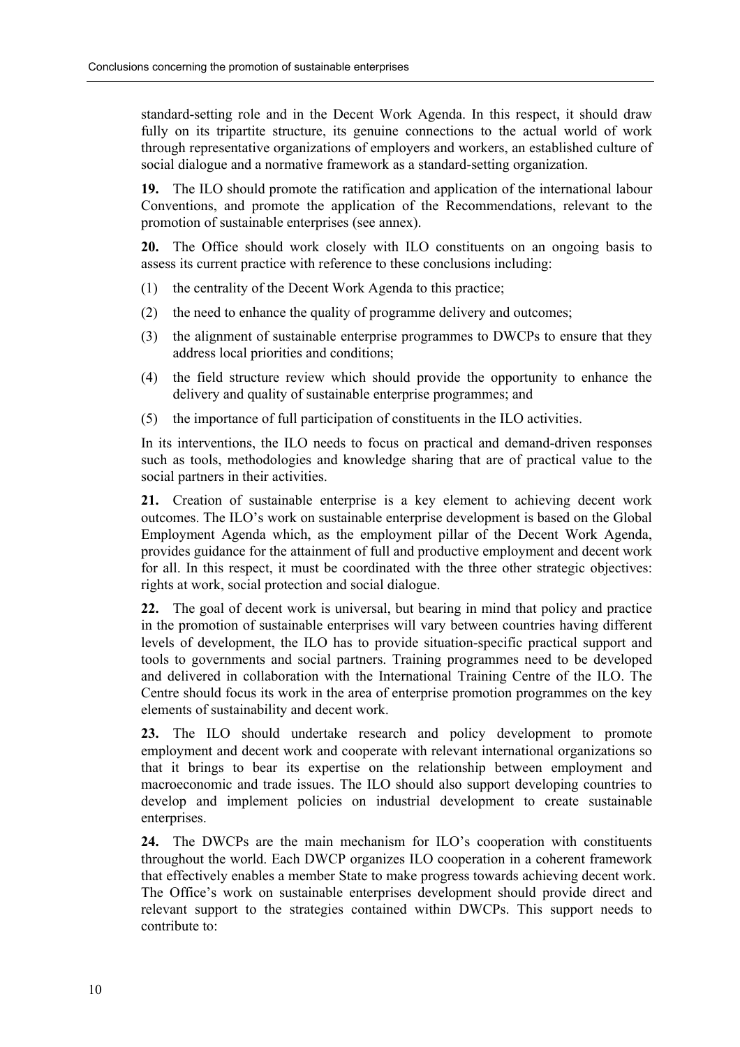standard-setting role and in the Decent Work Agenda. In this respect, it should draw fully on its tripartite structure, its genuine connections to the actual world of work through representative organizations of employers and workers, an established culture of social dialogue and a normative framework as a standard-setting organization.

**19.** The ILO should promote the ratification and application of the international labour Conventions, and promote the application of the Recommendations, relevant to the promotion of sustainable enterprises (see annex).

**20.** The Office should work closely with ILO constituents on an ongoing basis to assess its current practice with reference to these conclusions including:

(1) the centrality of the Decent Work Agenda to this practice;

(2) the need to enhance the quality of programme delivery and outcomes;

(3) the alignment of sustainable enterprise programmes to DWCPs to ensure that they address local priorities and conditions;

(4) the field structure review which should provide the opportunity to enhance the delivery and quality of sustainable enterprise programmes; and

(5) the importance of full participation of constituents in the ILO activities.

In its interventions, the ILO needs to focus on practical and demand-driven responses such as tools, methodologies and knowledge sharing that are of practical value to the social partners in their activities.

**21.** Creation of sustainable enterprise is a key element to achieving decent work outcomes. The ILO's work on sustainable enterprise development is based on the Global Employment Agenda which, as the employment pillar of the Decent Work Agenda, provides guidance for the attainment of full and productive employment and decent work for all. In this respect, it must be coordinated with the three other strategic objectives: rights at work, social protection and social dialogue.

**22.** The goal of decent work is universal, but bearing in mind that policy and practice in the promotion of sustainable enterprises will vary between countries having different levels of development, the ILO has to provide situation-specific practical support and tools to governments and social partners. Training programmes need to be developed and delivered in collaboration with the International Training Centre of the ILO. The Centre should focus its work in the area of enterprise promotion programmes on the key elements of sustainability and decent work.

**23.** The ILO should undertake research and policy development to promote employment and decent work and cooperate with relevant international organizations so that it brings to bear its expertise on the relationship between employment and macroeconomic and trade issues. The ILO should also support developing countries to develop and implement policies on industrial development to create sustainable enterprises.

**24.** The DWCPs are the main mechanism for ILO's cooperation with constituents throughout the world. Each DWCP organizes ILO cooperation in a coherent framework that effectively enables a member State to make progress towards achieving decent work. The Office's work on sustainable enterprises development should provide direct and relevant support to the strategies contained within DWCPs. This support needs to contribute to: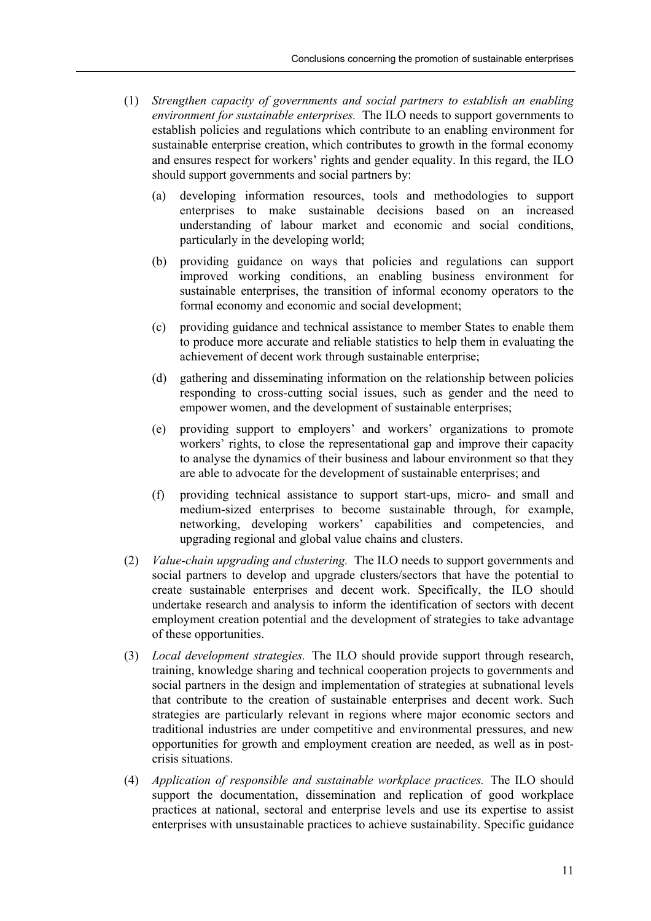(1) *Strengthen capacity of governments and social partners to establish an enabling environment for sustainable enterprises.* The ILO needs to support governments to establish policies and regulations which contribute to an enabling environment for sustainable enterprise creation, which contributes to growth in the formal economy and ensures respect for workers' rights and gender equality. In this regard, the ILO should support governments and social partners by:

   (a) developing information resources, tools and methodologies to support enterprises to make sustainable decisions based on an increased understanding of labour market and economic and social conditions, particularly in the developing world;

   (b) providing guidance on ways that policies and regulations can support improved working conditions, an enabling business environment for sustainable enterprises, the transition of informal economy operators to the formal economy and economic and social development;

   (c) providing guidance and technical assistance to member States to enable them to produce more accurate and reliable statistics to help them in evaluating the achievement of decent work through sustainable enterprise;

   (d) gathering and disseminating information on the relationship between policies responding to cross-cutting social issues, such as gender and the need to empower women, and the development of sustainable enterprises;

   (e) providing support to employers' and workers' organizations to promote workers' rights, to close the representational gap and improve their capacity to analyse the dynamics of their business and labour environment so that they are able to advocate for the development of sustainable enterprises; and

   (f) providing technical assistance to support start-ups, micro- and small and medium-sized enterprises to become sustainable through, for example, networking, developing workers' capabilities and competencies, and upgrading regional and global value chains and clusters.

(2) *Value-chain upgrading and clustering.* The ILO needs to support governments and social partners to develop and upgrade clusters/sectors that have the potential to create sustainable enterprises and decent work. Specifically, the ILO should undertake research and analysis to inform the identification of sectors with decent employment creation potential and the development of strategies to take advantage of these opportunities.

(3) *Local development strategies.* The ILO should provide support through research, training, knowledge sharing and technical cooperation projects to governments and social partners in the design and implementation of strategies at subnational levels that contribute to the creation of sustainable enterprises and decent work. Such strategies are particularly relevant in regions where major economic sectors and traditional industries are under competitive and environmental pressures, and new opportunities for growth and employment creation are needed, as well as in post-crisis situations.

(4) *Application of responsible and sustainable workplace practices.* The ILO should support the documentation, dissemination and replication of good workplace practices at national, sectoral and enterprise levels and use its expertise to assist enterprises with unsustainable practices to achieve sustainability. Specific guidance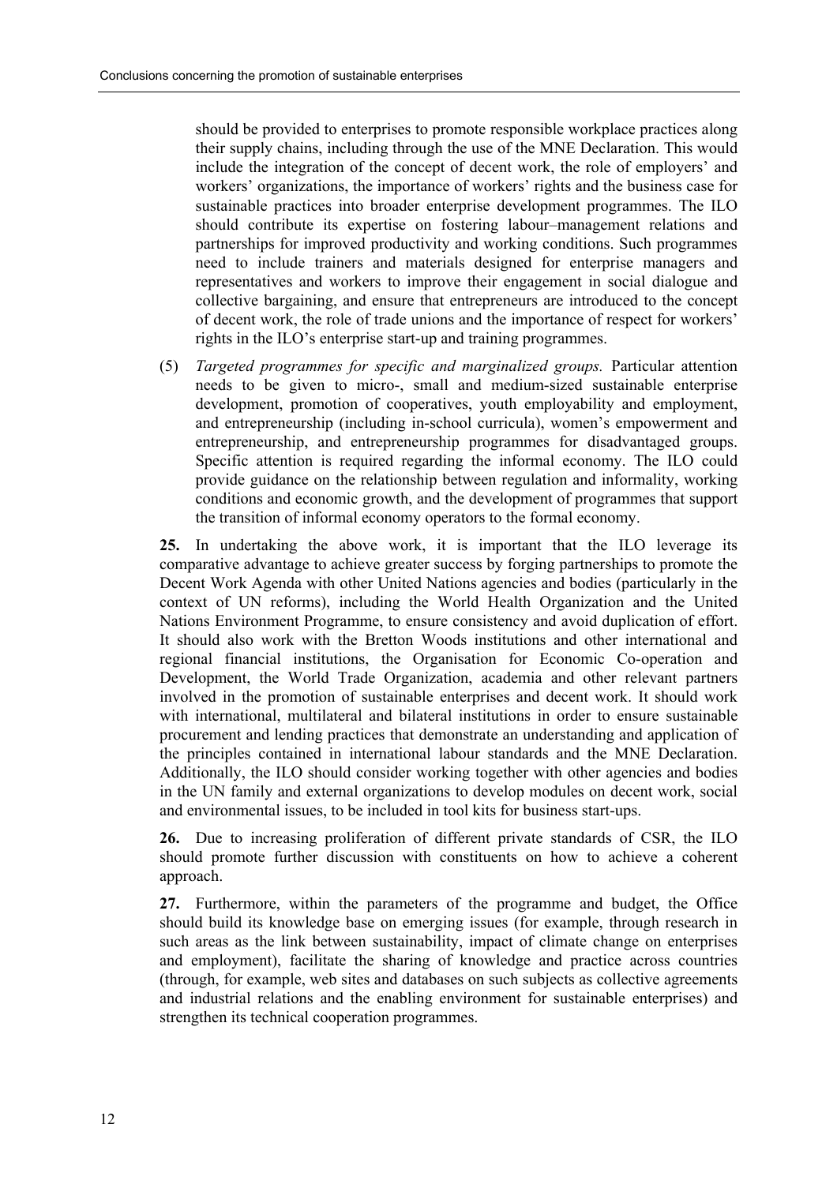should be provided to enterprises to promote responsible workplace practices along their supply chains, including through the use of the MNE Declaration. This would include the integration of the concept of decent work, the role of employers' and workers' organizations, the importance of workers' rights and the business case for sustainable practices into broader enterprise development programmes. The ILO should contribute its expertise on fostering labour–management relations and partnerships for improved productivity and working conditions. Such programmes need to include trainers and materials designed for enterprise managers and representatives and workers to improve their engagement in social dialogue and collective bargaining, and ensure that entrepreneurs are introduced to the concept of decent work, the role of trade unions and the importance of respect for workers' rights in the ILO's enterprise start-up and training programmes.

(5) *Targeted programmes for specific and marginalized groups.* Particular attention needs to be given to micro-, small and medium-sized sustainable enterprise development, promotion of cooperatives, youth employability and employment, and entrepreneurship (including in-school curricula), women's empowerment and entrepreneurship, and entrepreneurship programmes for disadvantaged groups. Specific attention is required regarding the informal economy. The ILO could provide guidance on the relationship between regulation and informality, working conditions and economic growth, and the development of programmes that support the transition of informal economy operators to the formal economy.

**25.** In undertaking the above work, it is important that the ILO leverage its comparative advantage to achieve greater success by forging partnerships to promote the Decent Work Agenda with other United Nations agencies and bodies (particularly in the context of UN reforms), including the World Health Organization and the United Nations Environment Programme, to ensure consistency and avoid duplication of effort. It should also work with the Bretton Woods institutions and other international and regional financial institutions, the Organisation for Economic Co-operation and Development, the World Trade Organization, academia and other relevant partners involved in the promotion of sustainable enterprises and decent work. It should work with international, multilateral and bilateral institutions in order to ensure sustainable procurement and lending practices that demonstrate an understanding and application of the principles contained in international labour standards and the MNE Declaration. Additionally, the ILO should consider working together with other agencies and bodies in the UN family and external organizations to develop modules on decent work, social and environmental issues, to be included in tool kits for business start-ups.

**26.** Due to increasing proliferation of different private standards of CSR, the ILO should promote further discussion with constituents on how to achieve a coherent approach.

**27.** Furthermore, within the parameters of the programme and budget, the Office should build its knowledge base on emerging issues (for example, through research in such areas as the link between sustainability, impact of climate change on enterprises and employment), facilitate the sharing of knowledge and practice across countries (through, for example, web sites and databases on such subjects as collective agreements and industrial relations and the enabling environment for sustainable enterprises) and strengthen its technical cooperation programmes.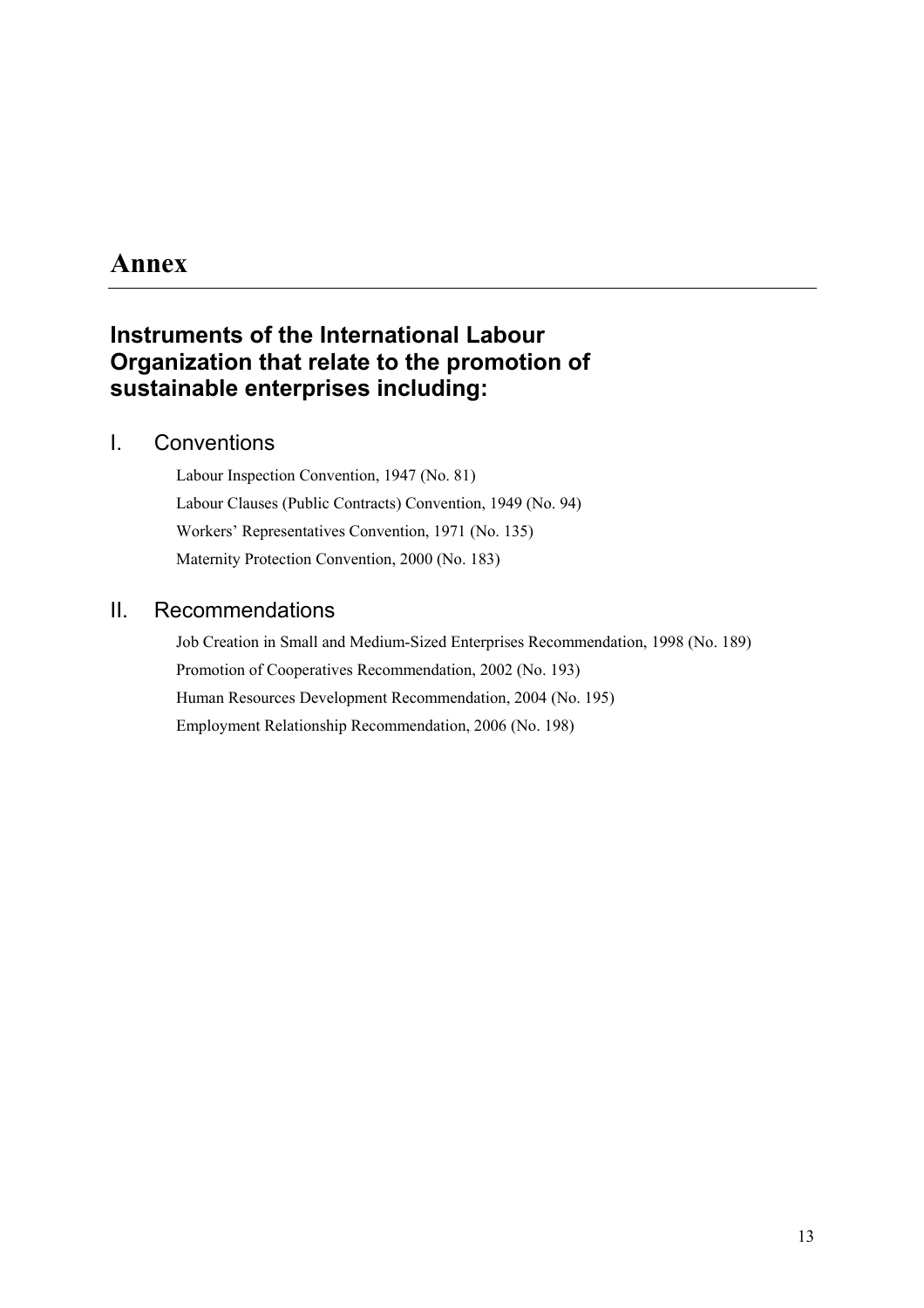# Annex

## Instruments of the International Labour Organization that relate to the promotion of sustainable enterprises including:

### I. Conventions

Labour Inspection Convention, 1947 (No. 81)

Labour Clauses (Public Contracts) Convention, 1949 (No. 94)

Workers' Representatives Convention, 1971 (No. 135)

Maternity Protection Convention, 2000 (No. 183)

### II. Recommendations

Job Creation in Small and Medium-Sized Enterprises Recommendation, 1998 (No. 189)

Promotion of Cooperatives Recommendation, 2002 (No. 193)

Human Resources Development Recommendation, 2004 (No. 195)

Employment Relationship Recommendation, 2006 (No. 198)